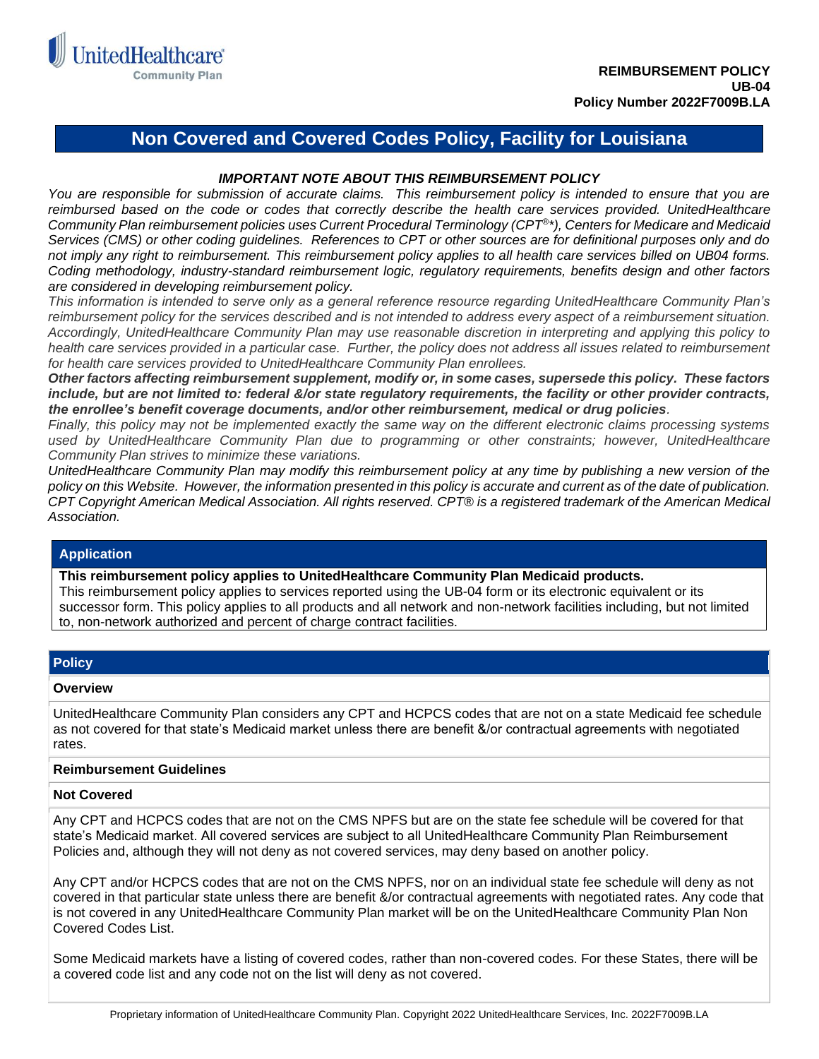UnitedHealthcare Community Plan

**REIMBURSEMENT POLICY**
**UB-04**
**Policy Number 2022F7009B.LA**

# Non Covered and Covered Codes Policy, Facility for Louisiana

***IMPORTANT NOTE ABOUT THIS REIMBURSEMENT POLICY***

*You are responsible for submission of accurate claims. This reimbursement policy is intended to ensure that you are reimbursed based on the code or codes that correctly describe the health care services provided. UnitedHealthcare Community Plan reimbursement policies uses Current Procedural Terminology (CPT®\*), Centers for Medicare and Medicaid Services (CMS) or other coding guidelines. References to CPT or other sources are for definitional purposes only and do not imply any right to reimbursement. This reimbursement policy applies to all health care services billed on UB04 forms. Coding methodology, industry-standard reimbursement logic, regulatory requirements, benefits design and other factors are considered in developing reimbursement policy.*

*This information is intended to serve only as a general reference resource regarding UnitedHealthcare Community Plan's reimbursement policy for the services described and is not intended to address every aspect of a reimbursement situation. Accordingly, UnitedHealthcare Community Plan may use reasonable discretion in interpreting and applying this policy to health care services provided in a particular case. Further, the policy does not address all issues related to reimbursement for health care services provided to UnitedHealthcare Community Plan enrollees.*

***Other factors affecting reimbursement supplement, modify or, in some cases, supersede this policy. These factors include, but are not limited to: federal &/or state regulatory requirements, the facility or other provider contracts, the enrollee's benefit coverage documents, and/or other reimbursement, medical or drug policies**.*

*Finally, this policy may not be implemented exactly the same way on the different electronic claims processing systems used by UnitedHealthcare Community Plan due to programming or other constraints; however, UnitedHealthcare Community Plan strives to minimize these variations.*

*UnitedHealthcare Community Plan may modify this reimbursement policy at any time by publishing a new version of the policy on this Website. However, the information presented in this policy is accurate and current as of the date of publication.*

*CPT Copyright American Medical Association. All rights reserved. CPT® is a registered trademark of the American Medical Association.*

## Application

**This reimbursement policy applies to UnitedHealthcare Community Plan Medicaid products.**

This reimbursement policy applies to services reported using the UB-04 form or its electronic equivalent or its successor form. This policy applies to all products and all network and non-network facilities including, but not limited to, non-network authorized and percent of charge contract facilities.

## Policy

### Overview

UnitedHealthcare Community Plan considers any CPT and HCPCS codes that are not on a state Medicaid fee schedule as not covered for that state's Medicaid market unless there are benefit &/or contractual agreements with negotiated rates.

### Reimbursement Guidelines

### Not Covered

Any CPT and HCPCS codes that are not on the CMS NPFS but are on the state fee schedule will be covered for that state's Medicaid market. All covered services are subject to all UnitedHealthcare Community Plan Reimbursement Policies and, although they will not deny as not covered services, may deny based on another policy.

Any CPT and/or HCPCS codes that are not on the CMS NPFS, nor on an individual state fee schedule will deny as not covered in that particular state unless there are benefit &/or contractual agreements with negotiated rates. Any code that is not covered in any UnitedHealthcare Community Plan market will be on the UnitedHealthcare Community Plan Non Covered Codes List.

Some Medicaid markets have a listing of covered codes, rather than non-covered codes. For these States, there will be a covered code list and any code not on the list will deny as not covered.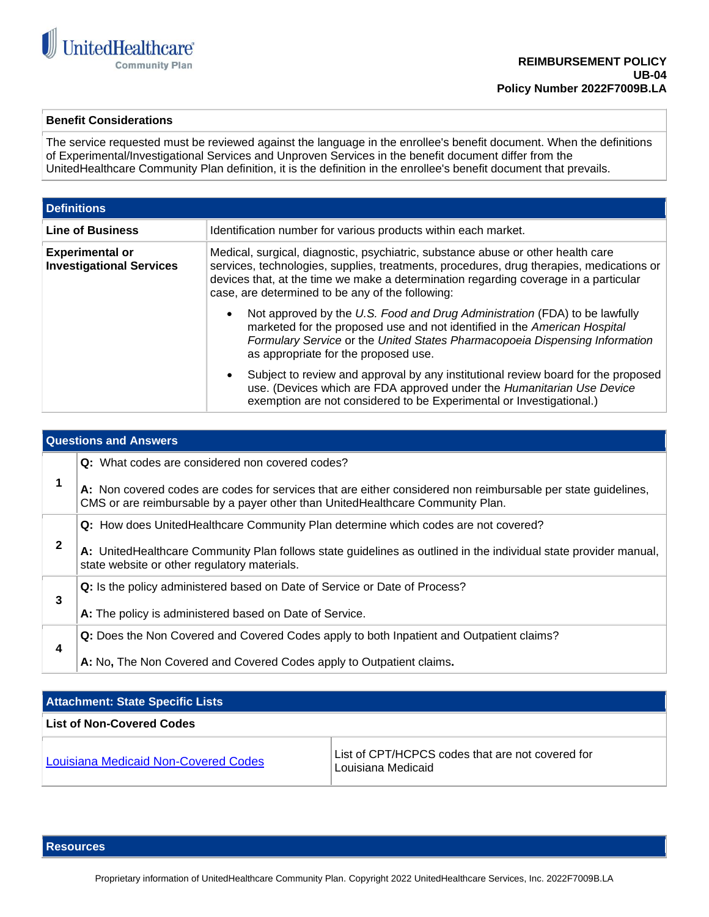## Benefit Considerations

The service requested must be reviewed against the language in the enrollee's benefit document. When the definitions of Experimental/Investigational Services and Unproven Services in the benefit document differ from the UnitedHealthcare Community Plan definition, it is the definition in the enrollee's benefit document that prevails.

## Definitions

| | |
|---|---|
| **Line of Business** | Identification number for various products within each market. |
| **Experimental or Investigational Services** | Medical, surgical, diagnostic, psychiatric, substance abuse or other health care services, technologies, supplies, treatments, procedures, drug therapies, medications or devices that, at the time we make a determination regarding coverage in a particular case, are determined to be any of the following:<br>• Not approved by the *U.S. Food and Drug Administration* (FDA) to be lawfully marketed for the proposed use and not identified in the *American Hospital Formulary Service* or the *United States Pharmacopoeia Dispensing Information* as appropriate for the proposed use.<br>• Subject to review and approval by any institutional review board for the proposed use. (Devices which are FDA approved under the *Humanitarian Use Device* exemption are not considered to be Experimental or Investigational.) |

## Questions and Answers

| | |
|---|---|
| **1** | **Q:** What codes are considered non covered codes?<br><br>**A:** Non covered codes are codes for services that are either considered non reimbursable per state guidelines, CMS or are reimbursable by a payer other than UnitedHealthcare Community Plan. |
| **2** | **Q:** How does UnitedHealthcare Community Plan determine which codes are not covered?<br><br>**A:** UnitedHealthcare Community Plan follows state guidelines as outlined in the individual state provider manual, state website or other regulatory materials. |
| **3** | **Q:** Is the policy administered based on Date of Service or Date of Process?<br><br>**A:** The policy is administered based on Date of Service. |
| **4** | **Q:** Does the Non Covered and Covered Codes apply to both Inpatient and Outpatient claims?<br><br>**A:** No**,** The Non Covered and Covered Codes apply to Outpatient claims**.** |

## Attachment: State Specific Lists

**List of Non-Covered Codes**

| | |
|---|---|
| Louisiana Medicaid Non-Covered Codes | List of CPT/HCPCS codes that are not covered for Louisiana Medicaid |

## Resources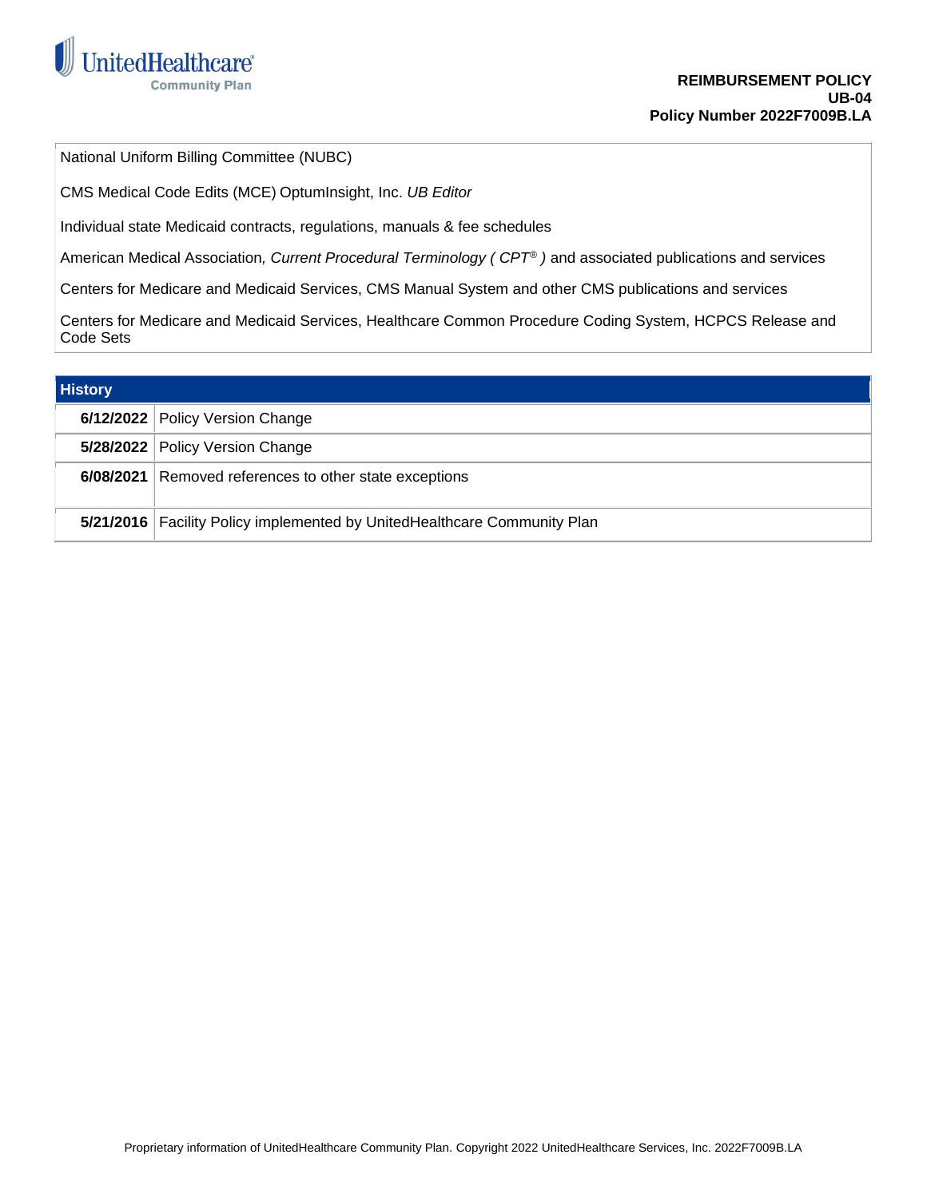National Uniform Billing Committee (NUBC)

CMS Medical Code Edits (MCE) OptumInsight, Inc. *UB Editor*

Individual state Medicaid contracts, regulations, manuals & fee schedules

American Medical Association*, Current Procedural Terminology ( CPT® )* and associated publications and services

Centers for Medicare and Medicaid Services, CMS Manual System and other CMS publications and services

Centers for Medicare and Medicaid Services, Healthcare Common Procedure Coding System, HCPCS Release and Code Sets

| History | |
|---|---|
| **6/12/2022** | Policy Version Change |
| **5/28/2022** | Policy Version Change |
| **6/08/2021** | Removed references to other state exceptions |
| **5/21/2016** | Facility Policy implemented by UnitedHealthcare Community Plan |